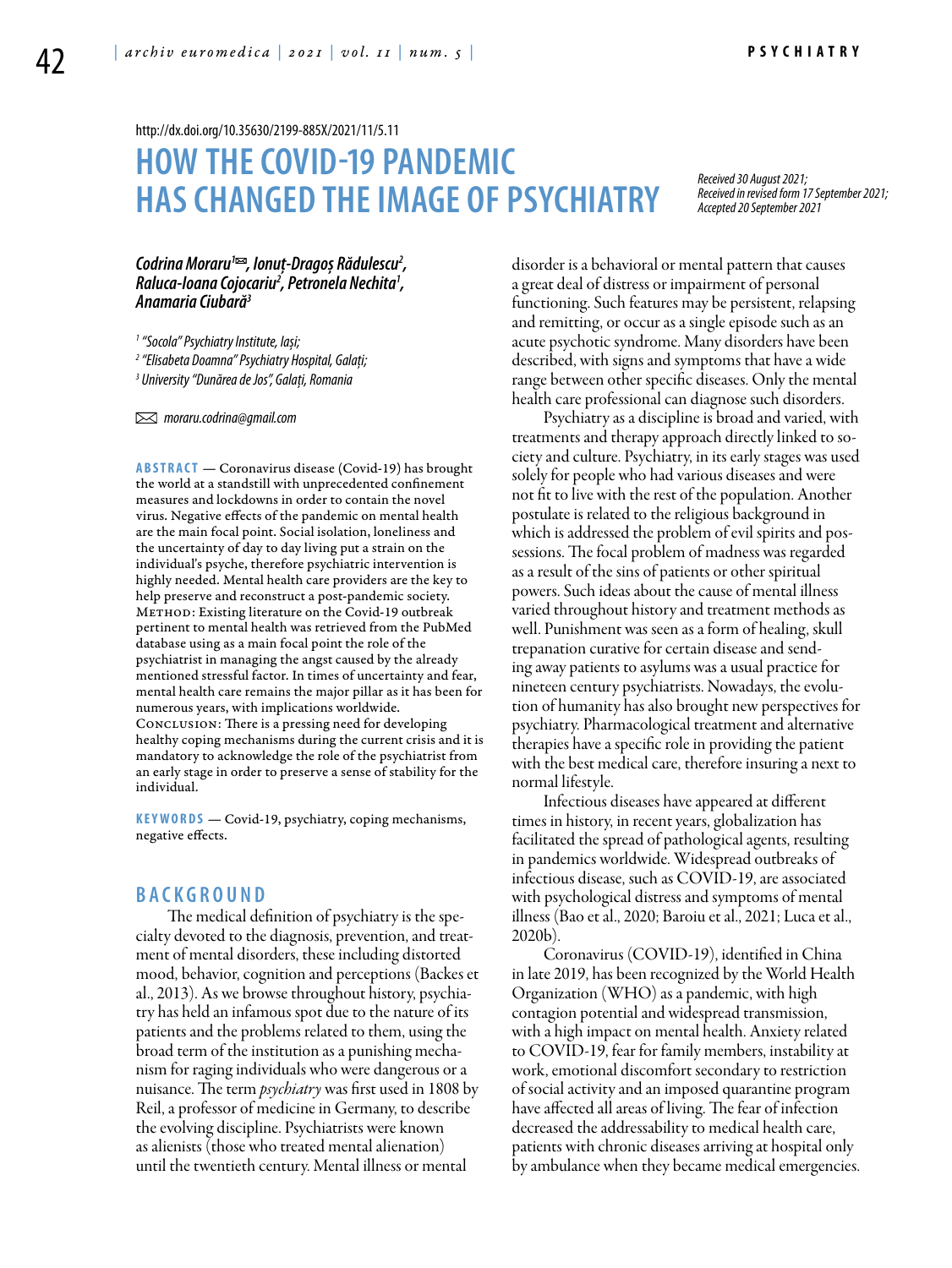http://dx.doi.org/10.35630/2199-885X/2021/11/5.11

# HOW THE COVID-19 PANDEMIC HAS CHANGED THE IMAGE OF PSYCHIATRY

*Received 30 August 2021; Received in revised form 17 September 2021; Accepted 20 September 2021*

***Codrina Moraru[1]✉, Ionuț-Dragoș Rădulescu[2], Raluca-Ioana Cojocariu[2], Petronela Nechita[1], Anamaria Ciubară[3]***

[1] *"Socola" Psychiatry Institute, Iași;*
[2] *"Elisabeta Doamna" Psychiatry Hospital, Galați;*
[3] *University "Dunărea de Jos", Galați, Romania*

✉ *moraru.codrina@gmail.com*

**ABSTRACT** — Coronavirus disease (Covid-19) has brought the world at a standstill with unprecedented confinement measures and lockdowns in order to contain the novel virus. Negative effects of the pandemic on mental health are the main focal point. Social isolation, loneliness and the uncertainty of day to day living put a strain on the individual's psyche, therefore psychiatric intervention is highly needed. Mental health care providers are the key to help preserve and reconstruct a post-pandemic society.
METHOD: Existing literature on the Covid-19 outbreak pertinent to mental health was retrieved from the PubMed database using as a main focal point the role of the psychiatrist in managing the angst caused by the already mentioned stressful factor. In times of uncertainty and fear, mental health care remains the major pillar as it has been for numerous years, with implications worldwide.
CONCLUSION: There is a pressing need for developing healthy coping mechanisms during the current crisis and it is mandatory to acknowledge the role of the psychiatrist from an early stage in order to preserve a sense of stability for the individual.

**KEYWORDS** — Covid-19, psychiatry, coping mechanisms, negative effects.

## BACKGROUND

The medical definition of psychiatry is the specialty devoted to the diagnosis, prevention, and treatment of mental disorders, these including distorted mood, behavior, cognition and perceptions (Backes et al., 2013). As we browse throughout history, psychiatry has held an infamous spot due to the nature of its patients and the problems related to them, using the broad term of the institution as a punishing mechanism for raging individuals who were dangerous or a nuisance. The term *psychiatry* was first used in 1808 by Reil, a professor of medicine in Germany, to describe the evolving discipline. Psychiatrists were known as alienists (those who treated mental alienation) until the twentieth century. Mental illness or mental disorder is a behavioral or mental pattern that causes a great deal of distress or impairment of personal functioning. Such features may be persistent, relapsing and remitting, or occur as a single episode such as an acute psychotic syndrome. Many disorders have been described, with signs and symptoms that have a wide range between other specific diseases. Only the mental health care professional can diagnose such disorders.

Psychiatry as a discipline is broad and varied, with treatments and therapy approach directly linked to society and culture. Psychiatry, in its early stages was used solely for people who had various diseases and were not fit to live with the rest of the population. Another postulate is related to the religious background in which is addressed the problem of evil spirits and possessions. The focal problem of madness was regarded as a result of the sins of patients or other spiritual powers. Such ideas about the cause of mental illness varied throughout history and treatment methods as well. Punishment was seen as a form of healing, skull trepanation curative for certain disease and sending away patients to asylums was a usual practice for nineteen century psychiatrists. Nowadays, the evolution of humanity has also brought new perspectives for psychiatry. Pharmacological treatment and alternative therapies have a specific role in providing the patient with the best medical care, therefore insuring a next to normal lifestyle.

Infectious diseases have appeared at different times in history, in recent years, globalization has facilitated the spread of pathological agents, resulting in pandemics worldwide. Widespread outbreaks of infectious disease, such as COVID-19, are associated with psychological distress and symptoms of mental illness (Bao et al., 2020; Baroiu et al., 2021; Luca et al., 2020b).

Coronavirus (COVID-19), identified in China in late 2019, has been recognized by the World Health Organization (WHO) as a pandemic, with high contagion potential and widespread transmission, with a high impact on mental health. Anxiety related to COVID-19, fear for family members, instability at work, emotional discomfort secondary to restriction of social activity and an imposed quarantine program have affected all areas of living. The fear of infection decreased the addressability to medical health care, patients with chronic diseases arriving at hospital only by ambulance when they became medical emergencies.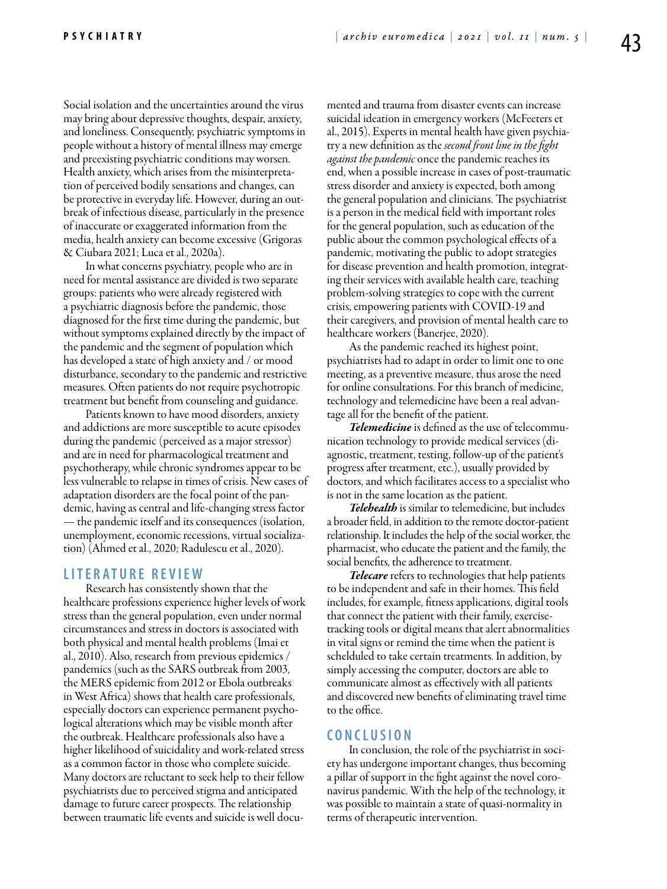Social isolation and the uncertainties around the virus may bring about depressive thoughts, despair, anxiety, and loneliness. Consequently, psychiatric symptoms in people without a history of mental illness may emerge and preexisting psychiatric conditions may worsen. Health anxiety, which arises from the misinterpretation of perceived bodily sensations and changes, can be protective in everyday life. However, during an outbreak of infectious disease, particularly in the presence of inaccurate or exaggerated information from the media, health anxiety can become excessive (Grigoras & Ciubara 2021; Luca et al., 2020a).

In what concerns psychiatry, people who are in need for mental assistance are divided is two separate groups: patients who were already registered with a psychiatric diagnosis before the pandemic, those diagnosed for the first time during the pandemic, but without symptoms explained directly by the impact of the pandemic and the segment of population which has developed a state of high anxiety and / or mood disturbance, secondary to the pandemic and restrictive measures. Often patients do not require psychotropic treatment but benefit from counseling and guidance.

Patients known to have mood disorders, anxiety and addictions are more susceptible to acute episodes during the pandemic (perceived as a major stressor) and are in need for pharmacological treatment and psychotherapy, while chronic syndromes appear to be less vulnerable to relapse in times of crisis. New cases of adaptation disorders are the focal point of the pandemic, having as central and life-changing stress factor — the pandemic itself and its consequences (isolation, unemployment, economic recessions, virtual socialization) (Ahmed et al., 2020; Radulescu et al., 2020).

## LITERATURE REVIEW

Research has consistently shown that the healthcare professions experience higher levels of work stress than the general population, even under normal circumstances and stress in doctors is associated with both physical and mental health problems (Imai et al., 2010). Also, research from previous epidemics / pandemics (such as the SARS outbreak from 2003, the MERS epidemic from 2012 or Ebola outbreaks in West Africa) shows that health care professionals, especially doctors can experience permanent psychological alterations which may be visible month after the outbreak. Healthcare professionals also have a higher likelihood of suicidality and work-related stress as a common factor in those who complete suicide. Many doctors are reluctant to seek help to their fellow psychiatrists due to perceived stigma and anticipated damage to future career prospects. The relationship between traumatic life events and suicide is well documented and trauma from disaster events can increase suicidal ideation in emergency workers (McFeeters et al., 2015). Experts in mental health have given psychiatry a new definition as the *second front line in the fight against the pandemic* once the pandemic reaches its end, when a possible increase in cases of post-traumatic stress disorder and anxiety is expected, both among the general population and clinicians. The psychiatrist is a person in the medical field with important roles for the general population, such as education of the public about the common psychological effects of a pandemic, motivating the public to adopt strategies for disease prevention and health promotion, integrating their services with available health care, teaching problem-solving strategies to cope with the current crisis, empowering patients with COVID-19 and their caregivers, and provision of mental health care to healthcare workers (Banerjee, 2020).

As the pandemic reached its highest point, psychiatrists had to adapt in order to limit one to one meeting, as a preventive measure, thus arose the need for online consultations. For this branch of medicine, technology and telemedicine have been a real advantage all for the benefit of the patient.

***Telemedicine*** is defined as the use of telecommunication technology to provide medical services (diagnostic, treatment, testing, follow-up of the patient's progress after treatment, etc.), usually provided by doctors, and which facilitates access to a specialist who is not in the same location as the patient.

***Telehealth*** is similar to telemedicine, but includes a broader field, in addition to the remote doctor-patient relationship. It includes the help of the social worker, the pharmacist, who educate the patient and the family, the social benefits, the adherence to treatment.

***Telecare*** refers to technologies that help patients to be independent and safe in their homes. This field includes, for example, fitness applications, digital tools that connect the patient with their family, exercise-tracking tools or digital means that alert abnormalities in vital signs or remind the time when the patient is schelduled to take certain treatments. In addition, by simply accessing the computer, doctors are able to communicate almost as effectively with all patients and discovered new benefits of eliminating travel time to the office.

## CONCLUSION

In conclusion, the role of the psychiatrist in society has undergone important changes, thus becoming a pillar of support in the fight against the novel coronavirus pandemic. With the help of the technology, it was possible to maintain a state of quasi-normality in terms of therapeutic intervention.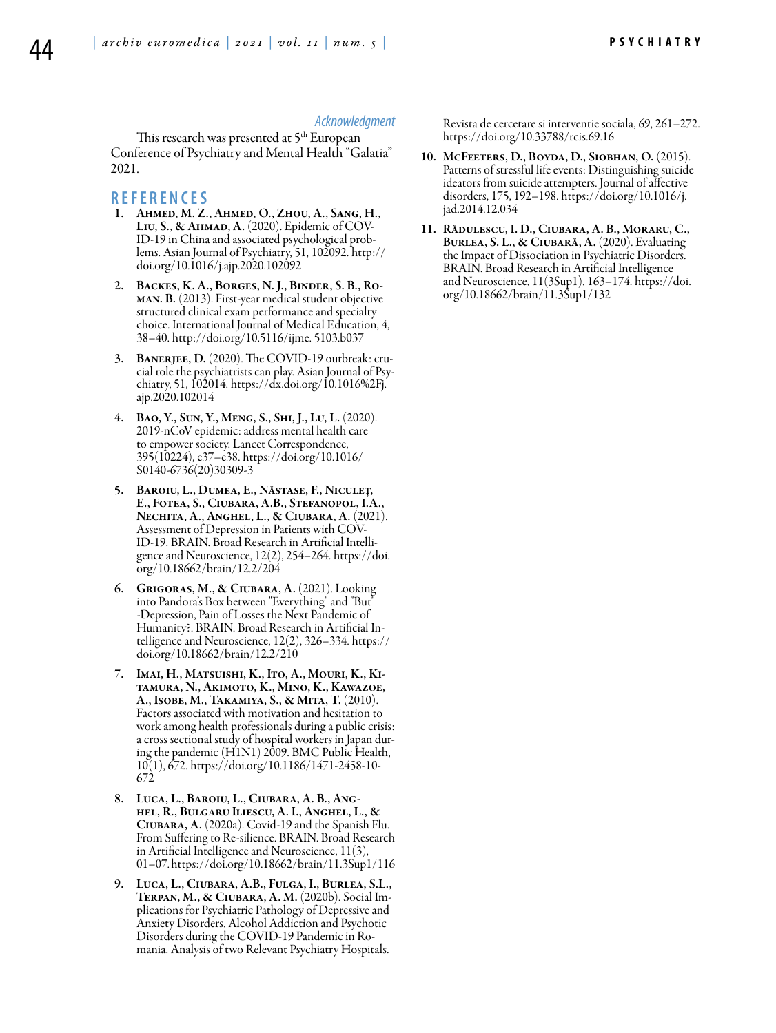## Acknowledgment

This research was presented at 5th European Conference of Psychiatry and Mental Health "Galatia" 2021.

## REFERENCES

1. **Ahmed, M. Z., Ahmed, O., Zhou, A., Sang, H., Liu, S., & Ahmad, A.** (2020). Epidemic of COVID-19 in China and associated psychological problems. Asian Journal of Psychiatry, 51, 102092. http://doi.org/10.1016/j.ajp.2020.102092

2. **Backes, K. A., Borges, N. J., Binder, S. B., Roman. B.** (2013). First-year medical student objective structured clinical exam performance and specialty choice. International Journal of Medical Education, 4, 38–40. http://doi.org/10.5116/ijme. 5103.b037

3. **Banerjee, D.** (2020). The COVID-19 outbreak: crucial role the psychiatrists can play. Asian Journal of Psychiatry, 51, 102014. https://dx.doi.org/10.1016%2Fj.ajp.2020.102014

4. **Bao, Y., Sun, Y., Meng, S., Shi, J., Lu, L.** (2020). 2019-nCoV epidemic: address mental health care to empower society. Lancet Correspondence, 395(10224), e37–e38. https://doi.org/10.1016/S0140-6736(20)30309-3

5. **Baroiu, L., Dumea, E., Năstase, F., Niculeț, E., Fotea, S., Ciubara, A.B., Stefanopol, I.A., Nechita, A., Anghel, L., & Ciubara, A.** (2021). Assessment of Depression in Patients with COVID-19. BRAIN. Broad Research in Artificial Intelligence and Neuroscience, 12(2), 254–264. https://doi.org/10.18662/brain/12.2/204

6. **Grigoras, M., & Ciubara, A.** (2021). Looking into Pandora's Box between "Everything" and "But" -Depression, Pain of Losses the Next Pandemic of Humanity?. BRAIN. Broad Research in Artificial Intelligence and Neuroscience, 12(2), 326–334. https://doi.org/10.18662/brain/12.2/210

7. **Imai, H., Matsuishi, K., Ito, A., Mouri, K., Kitamura, N., Akimoto, K., Mino, K., Kawazoe, A., Isobe, M., Takamiya, S., & Mita, T.** (2010). Factors associated with motivation and hesitation to work among health professionals during a public crisis: a cross sectional study of hospital workers in Japan during the pandemic (H1N1) 2009. BMC Public Health, 10(1), 672. https://doi.org/10.1186/1471-2458-10-672

8. **Luca, L., Baroiu, L., Ciubara, A. B., Anghel, R., Bulgaru Iliescu, A. I., Anghel, L., & Ciubara, A.** (2020a). Covid-19 and the Spanish Flu. From Suffering to Re-silience. BRAIN. Broad Research in Artificial Intelligence and Neuroscience, 11(3), 01–07. https://doi.org/10.18662/brain/11.3Sup1/116

9. **Luca, L., Ciubara, A.B., Fulga, I., Burlea, S.L., Terpan, M., & Ciubara, A. M.** (2020b). Social Implications for Psychiatric Pathology of Depressive and Anxiety Disorders, Alcohol Addiction and Psychotic Disorders during the COVID-19 Pandemic in Romania. Analysis of two Relevant Psychiatry Hospitals. Revista de cercetare si interventie sociala, 69, 261–272. https://doi.org/10.33788/rcis.69.16

10. **McFeeters, D., Boyda, D., Siobhan, O.** (2015). Patterns of stressful life events: Distinguishing suicide ideators from suicide attempters. Journal of affective disorders, 175, 192–198. https://doi.org/10.1016/j.jad.2014.12.034

11. **Rădulescu, I. D., Ciubara, A. B., Moraru, C., Burlea, S. L., & Ciubară, A.** (2020). Evaluating the Impact of Dissociation in Psychiatric Disorders. BRAIN. Broad Research in Artificial Intelligence and Neuroscience, 11(3Sup1), 163–174. https://doi.org/10.18662/brain/11.3Sup1/132